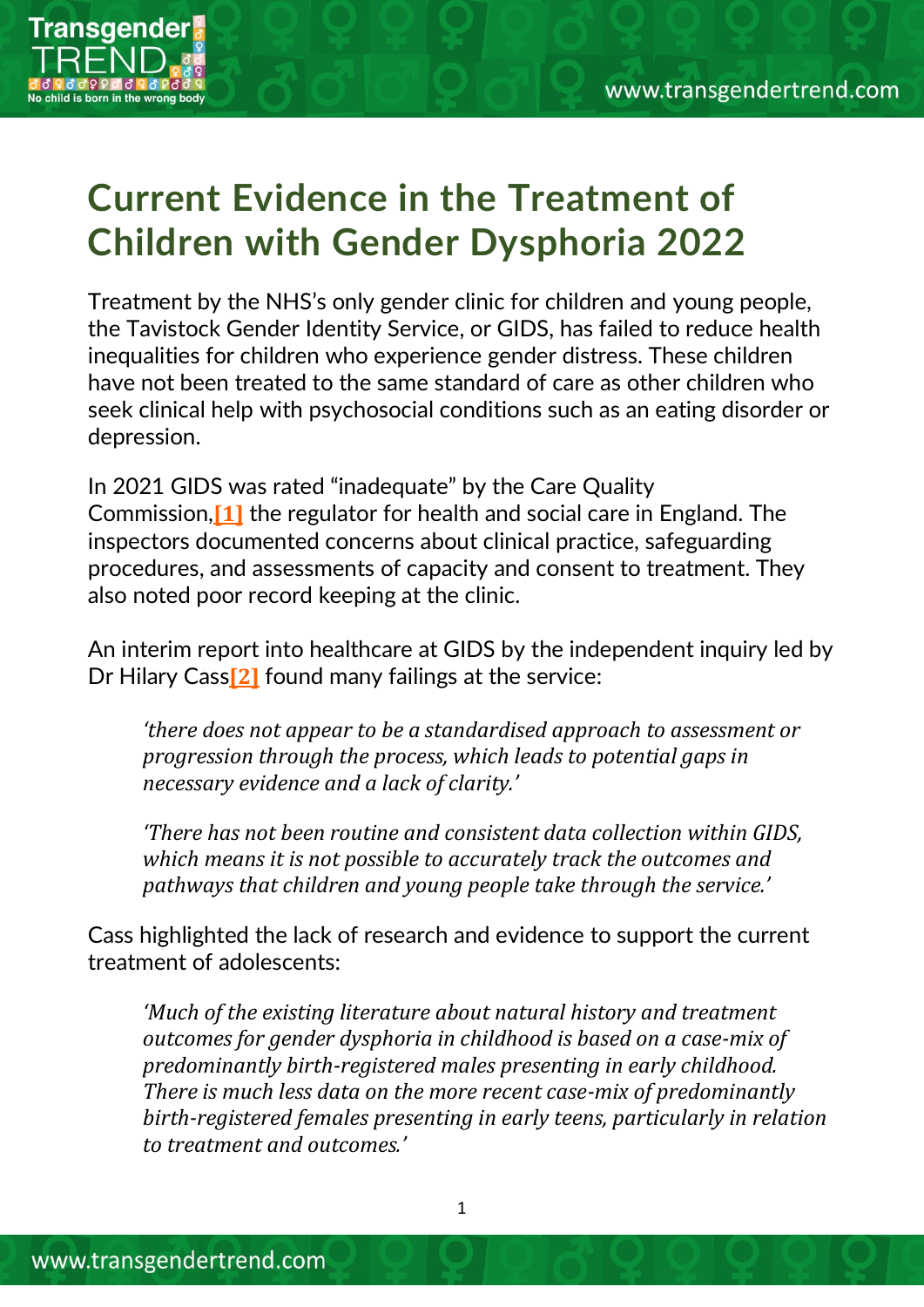# Current Evidence in the Treatment of Children with Gender Dysphoria 2022

Treatment by the NHS's only gender clinic for children and young people, the Tavistock Gender Identity Service, or GIDS, has failed to reduce health inequalities for children who experience gender distress. These children have not been treated to the same standard of care as other children who seek clinical help with psychosocial conditions such as an eating disorder or depression.

In 2021 GIDS was rated "inadequate" by the Care Quality Commission,[1] the regulator for health and social care in England. The inspectors documented concerns about clinical practice, safeguarding procedures, and assessments of capacity and consent to treatment. They also noted poor record keeping at the clinic.

An interim report into healthcare at GIDS by the independent inquiry led by Dr Hilary Cass[2] found many failings at the service:

> *'there does not appear to be a standardised approach to assessment or progression through the process, which leads to potential gaps in necessary evidence and a lack of clarity.'*
>
> *'There has not been routine and consistent data collection within GIDS, which means it is not possible to accurately track the outcomes and pathways that children and young people take through the service.'*

Cass highlighted the lack of research and evidence to support the current treatment of adolescents:

> *'Much of the existing literature about natural history and treatment outcomes for gender dysphoria in childhood is based on a case-mix of predominantly birth-registered males presenting in early childhood. There is much less data on the more recent case-mix of predominantly birth-registered females presenting in early teens, particularly in relation to treatment and outcomes.'*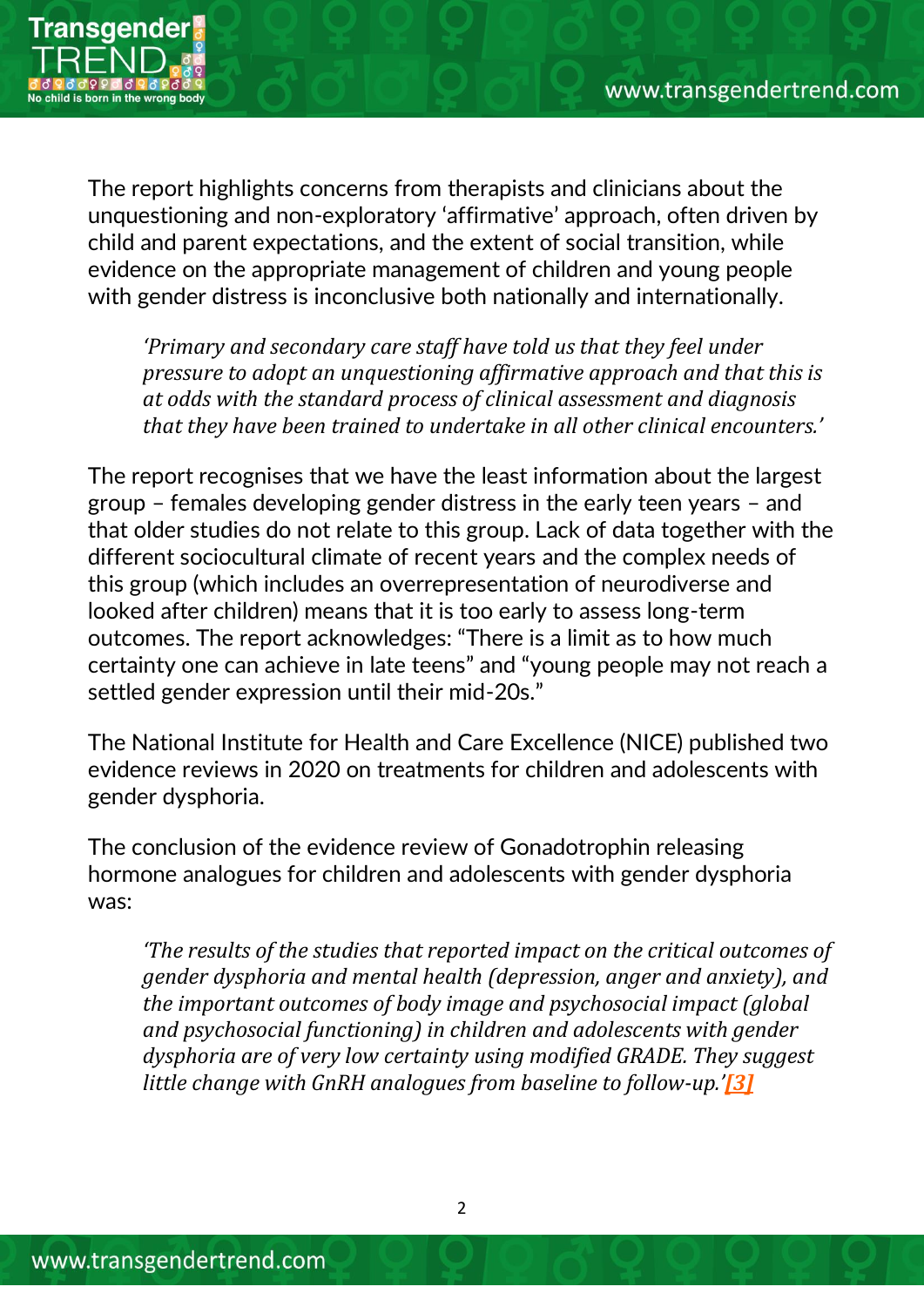The report highlights concerns from therapists and clinicians about the unquestioning and non-exploratory 'affirmative' approach, often driven by child and parent expectations, and the extent of social transition, while evidence on the appropriate management of children and young people with gender distress is inconclusive both nationally and internationally.

> *'Primary and secondary care staff have told us that they feel under pressure to adopt an unquestioning affirmative approach and that this is at odds with the standard process of clinical assessment and diagnosis that they have been trained to undertake in all other clinical encounters.'*

The report recognises that we have the least information about the largest group – females developing gender distress in the early teen years – and that older studies do not relate to this group. Lack of data together with the different sociocultural climate of recent years and the complex needs of this group (which includes an overrepresentation of neurodiverse and looked after children) means that it is too early to assess long-term outcomes. The report acknowledges: "There is a limit as to how much certainty one can achieve in late teens" and "young people may not reach a settled gender expression until their mid-20s."

The National Institute for Health and Care Excellence (NICE) published two evidence reviews in 2020 on treatments for children and adolescents with gender dysphoria.

The conclusion of the evidence review of Gonadotrophin releasing hormone analogues for children and adolescents with gender dysphoria was:

> *'The results of the studies that reported impact on the critical outcomes of gender dysphoria and mental health (depression, anger and anxiety), and the important outcomes of body image and psychosocial impact (global and psychosocial functioning) in children and adolescents with gender dysphoria are of very low certainty using modified GRADE. They suggest little change with GnRH analogues from baseline to follow-up.'*[3]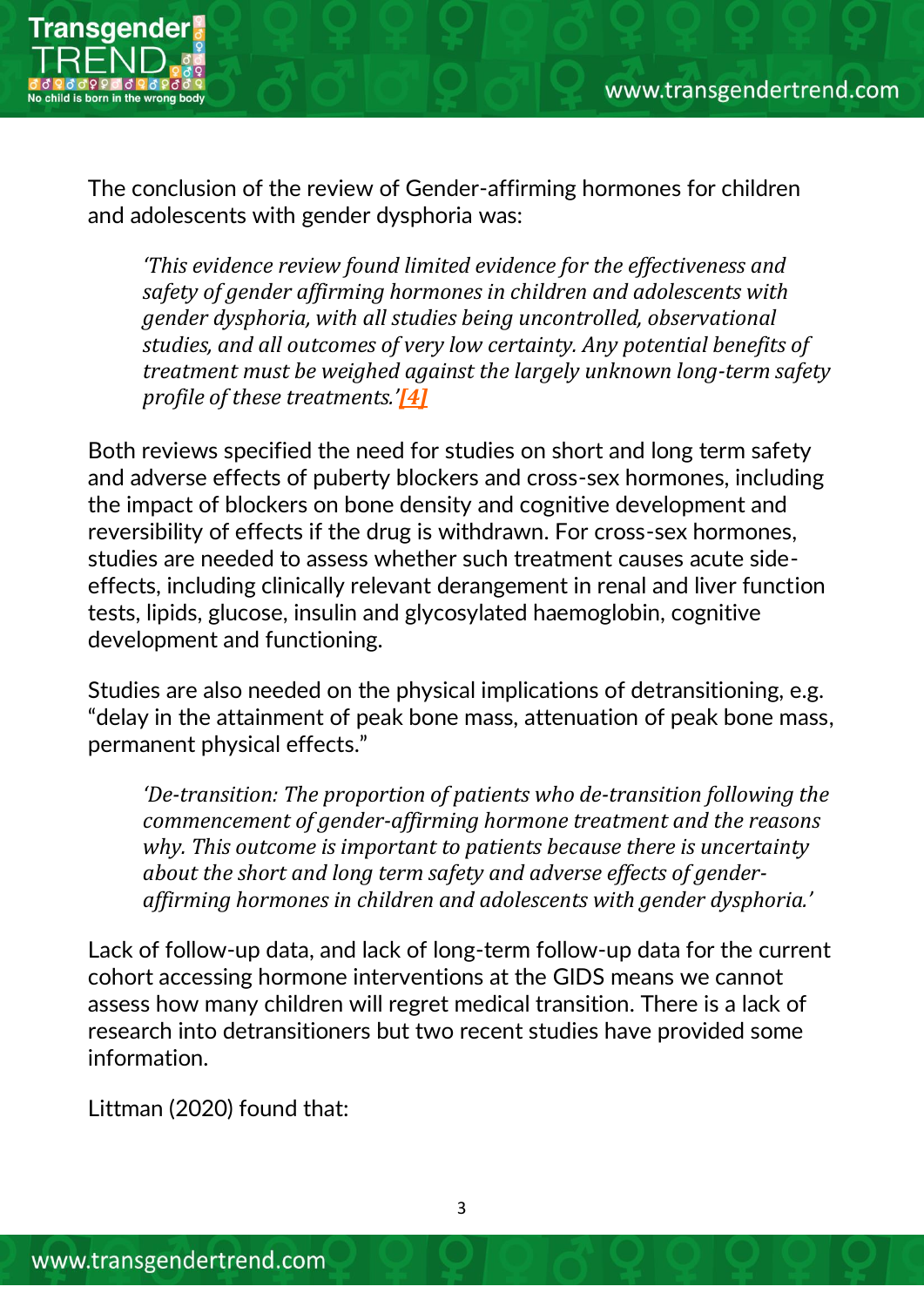The conclusion of the review of Gender-affirming hormones for children and adolescents with gender dysphoria was:

> *'This evidence review found limited evidence for the effectiveness and safety of gender affirming hormones in children and adolescents with gender dysphoria, with all studies being uncontrolled, observational studies, and all outcomes of very low certainty. Any potential benefits of treatment must be weighed against the largely unknown long-term safety profile of these treatments.'*[4]

Both reviews specified the need for studies on short and long term safety and adverse effects of puberty blockers and cross-sex hormones, including the impact of blockers on bone density and cognitive development and reversibility of effects if the drug is withdrawn. For cross-sex hormones, studies are needed to assess whether such treatment causes acute side-effects, including clinically relevant derangement in renal and liver function tests, lipids, glucose, insulin and glycosylated haemoglobin, cognitive development and functioning.

Studies are also needed on the physical implications of detransitioning, e.g. "delay in the attainment of peak bone mass, attenuation of peak bone mass, permanent physical effects."

> *'De-transition: The proportion of patients who de-transition following the commencement of gender-affirming hormone treatment and the reasons why. This outcome is important to patients because there is uncertainty about the short and long term safety and adverse effects of gender-affirming hormones in children and adolescents with gender dysphoria.'*

Lack of follow-up data, and lack of long-term follow-up data for the current cohort accessing hormone interventions at the GIDS means we cannot assess how many children will regret medical transition. There is a lack of research into detransitioners but two recent studies have provided some information.

Littman (2020) found that: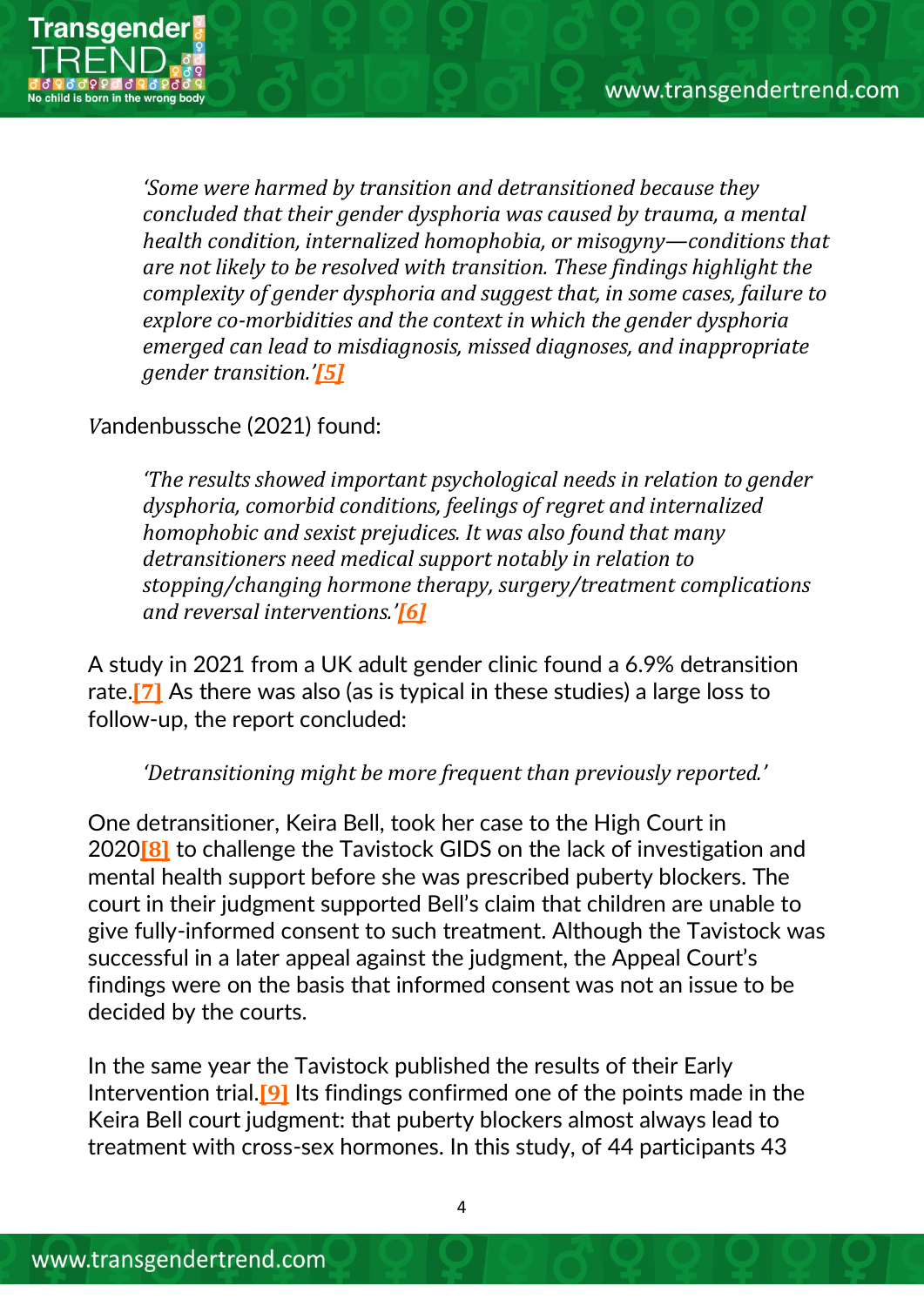> *'Some were harmed by transition and detransitioned because they concluded that their gender dysphoria was caused by trauma, a mental health condition, internalized homophobia, or misogyny—conditions that are not likely to be resolved with transition. These findings highlight the complexity of gender dysphoria and suggest that, in some cases, failure to explore co-morbidities and the context in which the gender dysphoria emerged can lead to misdiagnosis, missed diagnoses, and inappropriate gender transition.'*[5]

*V*andenbussche (2021) found:

> *'The results showed important psychological needs in relation to gender dysphoria, comorbid conditions, feelings of regret and internalized homophobic and sexist prejudices. It was also found that many detransitioners need medical support notably in relation to stopping/changing hormone therapy, surgery/treatment complications and reversal interventions.'*[6]

A study in 2021 from a UK adult gender clinic found a 6.9% detransition rate.[7] As there was also (as is typical in these studies) a large loss to follow-up, the report concluded:

> *'Detransitioning might be more frequent than previously reported.'*

One detransitioner, Keira Bell, took her case to the High Court in 2020[8] to challenge the Tavistock GIDS on the lack of investigation and mental health support before she was prescribed puberty blockers. The court in their judgment supported Bell's claim that children are unable to give fully-informed consent to such treatment. Although the Tavistock was successful in a later appeal against the judgment, the Appeal Court's findings were on the basis that informed consent was not an issue to be decided by the courts.

In the same year the Tavistock published the results of their Early Intervention trial.[9] Its findings confirmed one of the points made in the Keira Bell court judgment: that puberty blockers almost always lead to treatment with cross-sex hormones. In this study, of 44 participants 43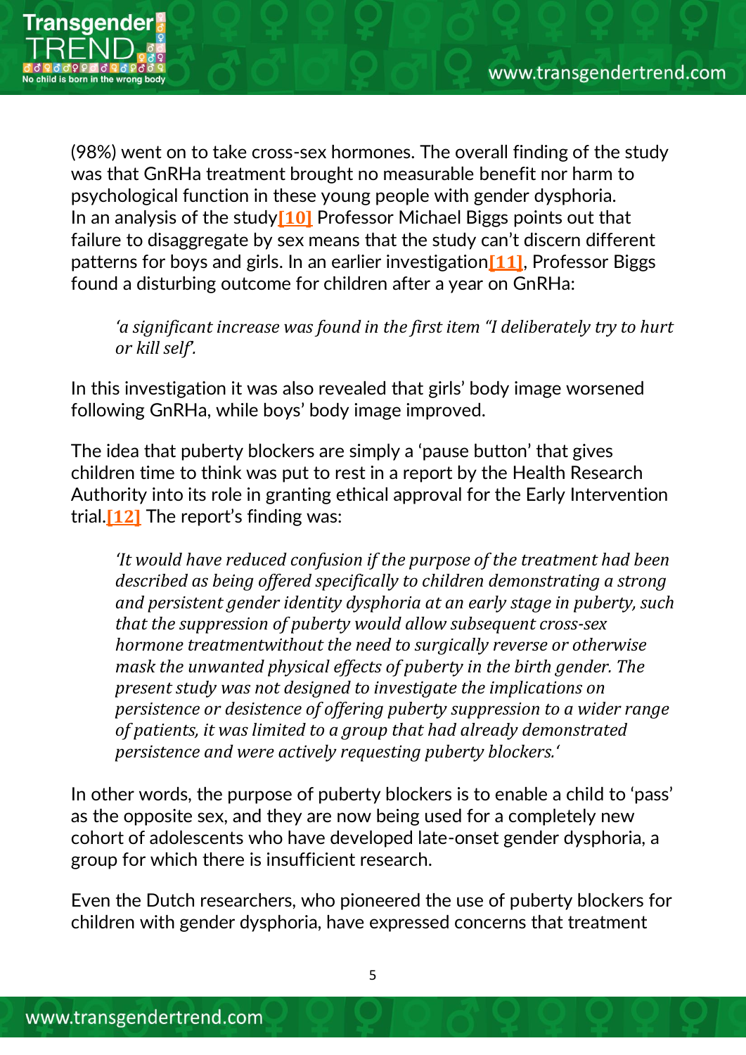(98%) went on to take cross-sex hormones. The overall finding of the study was that GnRHa treatment brought no measurable benefit nor harm to psychological function in these young people with gender dysphoria. In an analysis of the study[10] Professor Michael Biggs points out that failure to disaggregate by sex means that the study can't discern different patterns for boys and girls. In an earlier investigation[11], Professor Biggs found a disturbing outcome for children after a year on GnRHa:

> *'a significant increase was found in the first item "I deliberately try to hurt or kill self'.*

In this investigation it was also revealed that girls' body image worsened following GnRHa, while boys' body image improved.

The idea that puberty blockers are simply a 'pause button' that gives children time to think was put to rest in a report by the Health Research Authority into its role in granting ethical approval for the Early Intervention trial.[12] The report's finding was:

> *'It would have reduced confusion if the purpose of the treatment had been described as being offered specifically to children demonstrating a strong and persistent gender identity dysphoria at an early stage in puberty, such that the suppression of puberty would allow subsequent cross-sex hormone treatmentwithout the need to surgically reverse or otherwise mask the unwanted physical effects of puberty in the birth gender. The present study was not designed to investigate the implications on persistence or desistence of offering puberty suppression to a wider range of patients, it was limited to a group that had already demonstrated persistence and were actively requesting puberty blockers.'*

In other words, the purpose of puberty blockers is to enable a child to 'pass' as the opposite sex, and they are now being used for a completely new cohort of adolescents who have developed late-onset gender dysphoria, a group for which there is insufficient research.

Even the Dutch researchers, who pioneered the use of puberty blockers for children with gender dysphoria, have expressed concerns that treatment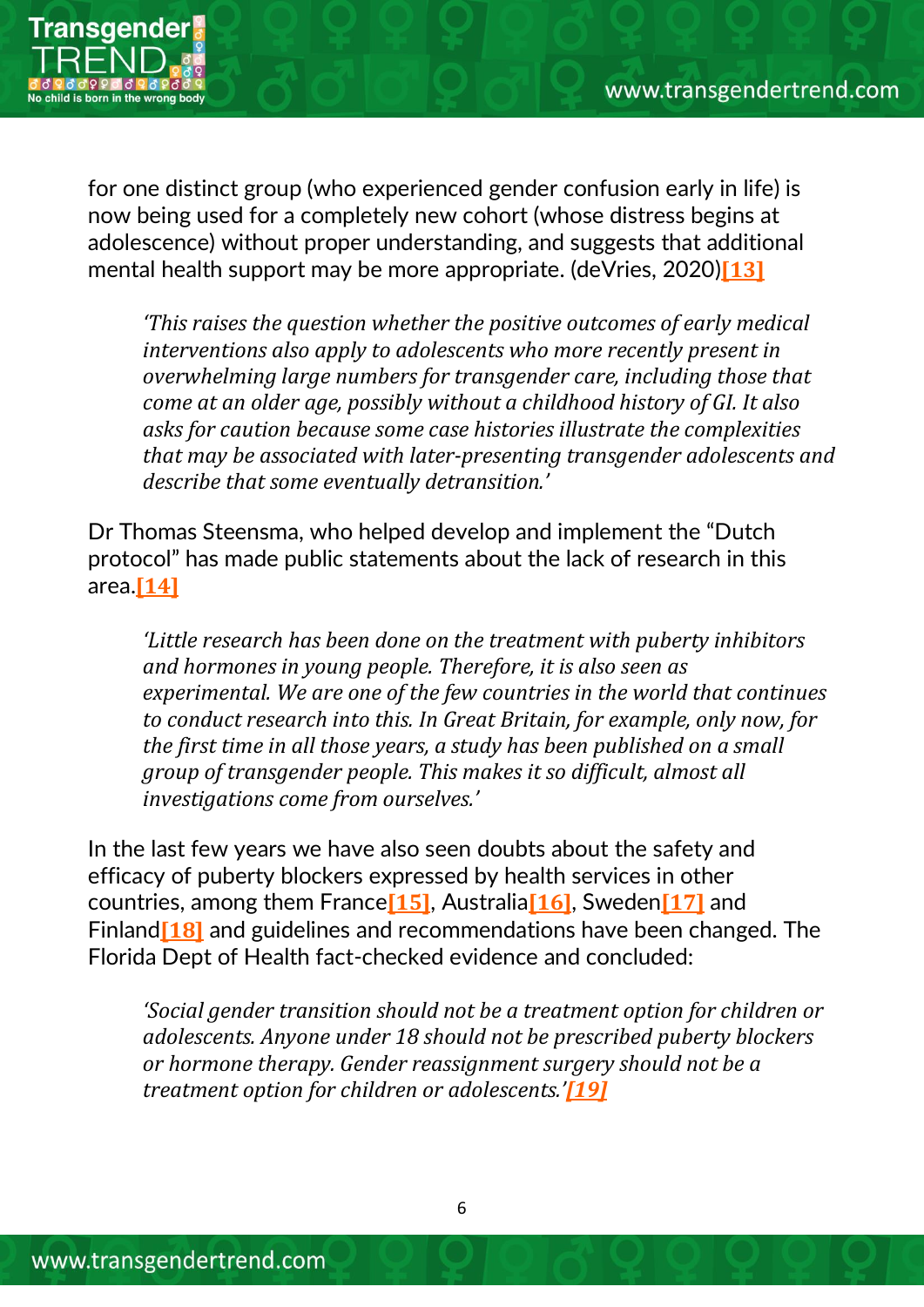for one distinct group (who experienced gender confusion early in life) is now being used for a completely new cohort (whose distress begins at adolescence) without proper understanding, and suggests that additional mental health support may be more appropriate. (deVries, 2020)[13]

> *'This raises the question whether the positive outcomes of early medical interventions also apply to adolescents who more recently present in overwhelming large numbers for transgender care, including those that come at an older age, possibly without a childhood history of GI. It also asks for caution because some case histories illustrate the complexities that may be associated with later-presenting transgender adolescents and describe that some eventually detransition.'*

Dr Thomas Steensma, who helped develop and implement the "Dutch protocol" has made public statements about the lack of research in this area.[14]

> *'Little research has been done on the treatment with puberty inhibitors and hormones in young people. Therefore, it is also seen as experimental. We are one of the few countries in the world that continues to conduct research into this. In Great Britain, for example, only now, for the first time in all those years, a study has been published on a small group of transgender people. This makes it so difficult, almost all investigations come from ourselves.'*

In the last few years we have also seen doubts about the safety and efficacy of puberty blockers expressed by health services in other countries, among them France[15], Australia[16], Sweden[17] and Finland[18] and guidelines and recommendations have been changed. The Florida Dept of Health fact-checked evidence and concluded:

> *'Social gender transition should not be a treatment option for children or adolescents. Anyone under 18 should not be prescribed puberty blockers or hormone therapy. Gender reassignment surgery should not be a treatment option for children or adolescents.'*[19]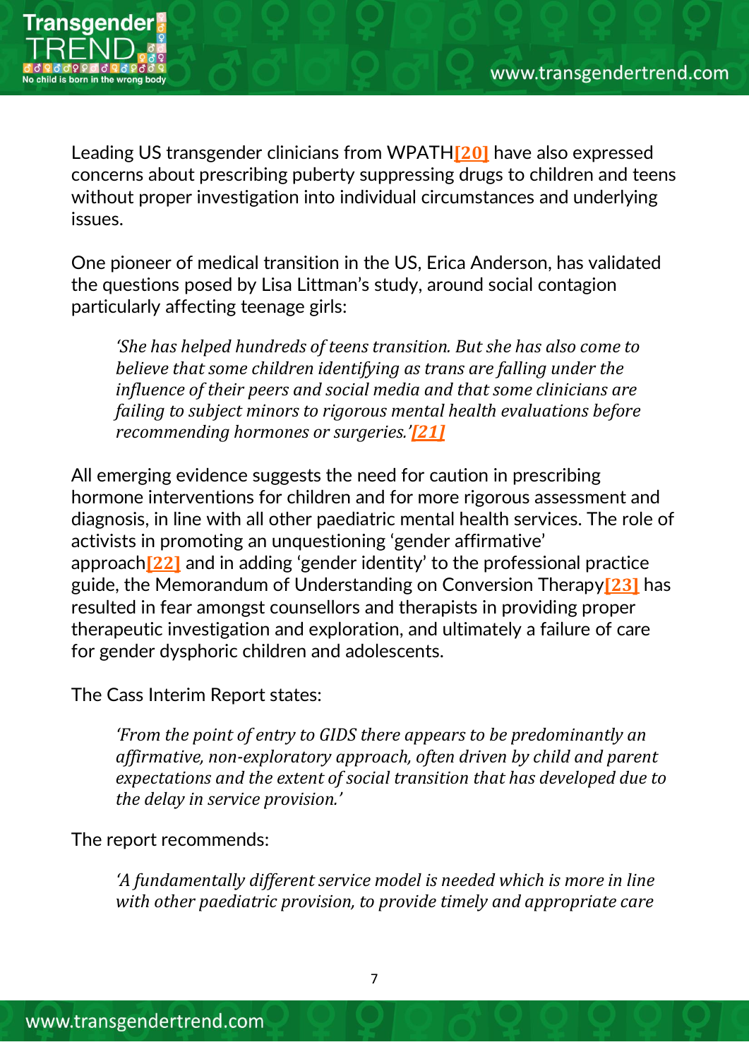Leading US transgender clinicians from WPATH[20] have also expressed concerns about prescribing puberty suppressing drugs to children and teens without proper investigation into individual circumstances and underlying issues.

One pioneer of medical transition in the US, Erica Anderson, has validated the questions posed by Lisa Littman's study, around social contagion particularly affecting teenage girls:

> *'She has helped hundreds of teens transition. But she has also come to believe that some children identifying as trans are falling under the influence of their peers and social media and that some clinicians are failing to subject minors to rigorous mental health evaluations before recommending hormones or surgeries.'*[21]

All emerging evidence suggests the need for caution in prescribing hormone interventions for children and for more rigorous assessment and diagnosis, in line with all other paediatric mental health services. The role of activists in promoting an unquestioning 'gender affirmative' approach[22] and in adding 'gender identity' to the professional practice guide, the Memorandum of Understanding on Conversion Therapy[23] has resulted in fear amongst counsellors and therapists in providing proper therapeutic investigation and exploration, and ultimately a failure of care for gender dysphoric children and adolescents.

The Cass Interim Report states:

> *'From the point of entry to GIDS there appears to be predominantly an affirmative, non-exploratory approach, often driven by child and parent expectations and the extent of social transition that has developed due to the delay in service provision.'*

The report recommends:

> *'A fundamentally different service model is needed which is more in line with other paediatric provision, to provide timely and appropriate care*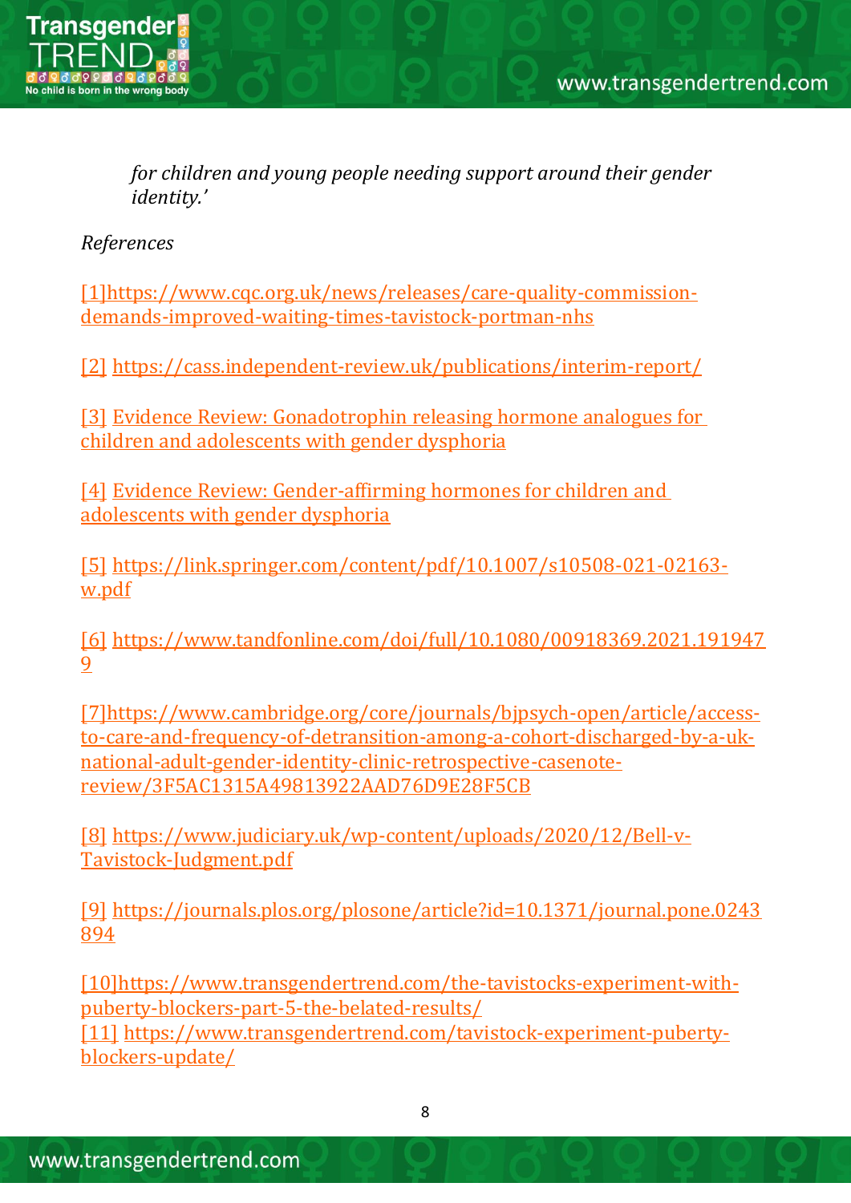> *for children and young people needing support around their gender identity.'*

*References*

[1]https://www.cqc.org.uk/news/releases/care-quality-commission-demands-improved-waiting-times-tavistock-portman-nhs

[2] https://cass.independent-review.uk/publications/interim-report/

[3] Evidence Review: Gonadotrophin releasing hormone analogues for children and adolescents with gender dysphoria

[4] Evidence Review: Gender-affirming hormones for children and adolescents with gender dysphoria

[5] https://link.springer.com/content/pdf/10.1007/s10508-021-02163-w.pdf

[6] https://www.tandfonline.com/doi/full/10.1080/00918369.2021.1919479

[7]https://www.cambridge.org/core/journals/bjpsych-open/article/access-to-care-and-frequency-of-detransition-among-a-cohort-discharged-by-a-uk-national-adult-gender-identity-clinic-retrospective-casenote-review/3F5AC1315A49813922AAD76D9E28F5CB

[8] https://www.judiciary.uk/wp-content/uploads/2020/12/Bell-v-Tavistock-Judgment.pdf

[9] https://journals.plos.org/plosone/article?id=10.1371/journal.pone.0243894

[10]https://www.transgendertrend.com/the-tavistocks-experiment-with-puberty-blockers-part-5-the-belated-results/

[11] https://www.transgendertrend.com/tavistock-experiment-puberty-blockers-update/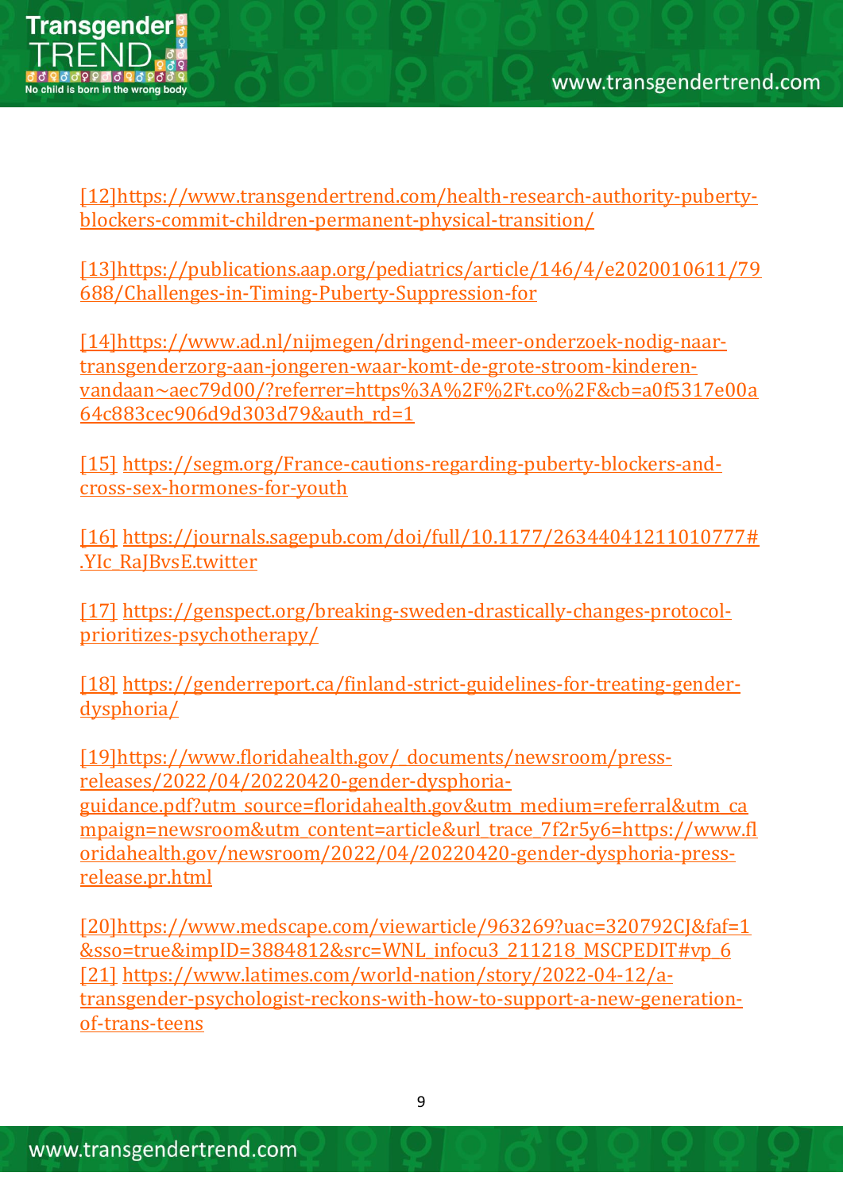[12]https://www.transgendertrend.com/health-research-authority-puberty-blockers-commit-children-permanent-physical-transition/

[13]https://publications.aap.org/pediatrics/article/146/4/e2020010611/79688/Challenges-in-Timing-Puberty-Suppression-for

[14]https://www.ad.nl/nijmegen/dringend-meer-onderzoek-nodig-naar-transgenderzorg-aan-jongeren-waar-komt-de-grote-stroom-kinderen-vandaan~aec79d00/?referrer=https%3A%2F%2Ft.co%2F&cb=a0f5317e00a64c883cec906d9d303d79&auth_rd=1

[15] https://segm.org/France-cautions-regarding-puberty-blockers-and-cross-sex-hormones-for-youth

[16] https://journals.sagepub.com/doi/full/10.1177/26344041211010777#.YIc_RaJBvsE.twitter

[17] https://genspect.org/breaking-sweden-drastically-changes-protocol-prioritizes-psychotherapy/

[18] https://genderreport.ca/finland-strict-guidelines-for-treating-gender-dysphoria/

[19]https://www.floridahealth.gov/_documents/newsroom/press-releases/2022/04/20220420-gender-dysphoria-guidance.pdf?utm_source=floridahealth.gov&utm_medium=referral&utm_campaign=newsroom&utm_content=article&url_trace_7f2r5y6=https://www.floridahealth.gov/newsroom/2022/04/20220420-gender-dysphoria-press-release.pr.html

[20]https://www.medscape.com/viewarticle/963269?uac=320792CJ&faf=1&sso=true&impID=3884812&src=WNL_infocu3_211218_MSCPEDIT#vp_6

[21] https://www.latimes.com/world-nation/story/2022-04-12/a-transgender-psychologist-reckons-with-how-to-support-a-new-generation-of-trans-teens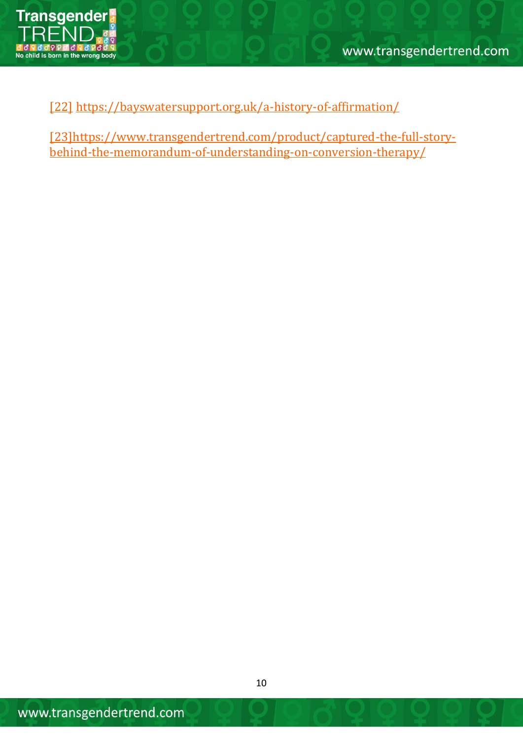[22] https://bayswatersupport.org.uk/a-history-of-affirmation/

[23]https://www.transgendertrend.com/product/captured-the-full-story-behind-the-memorandum-of-understanding-on-conversion-therapy/